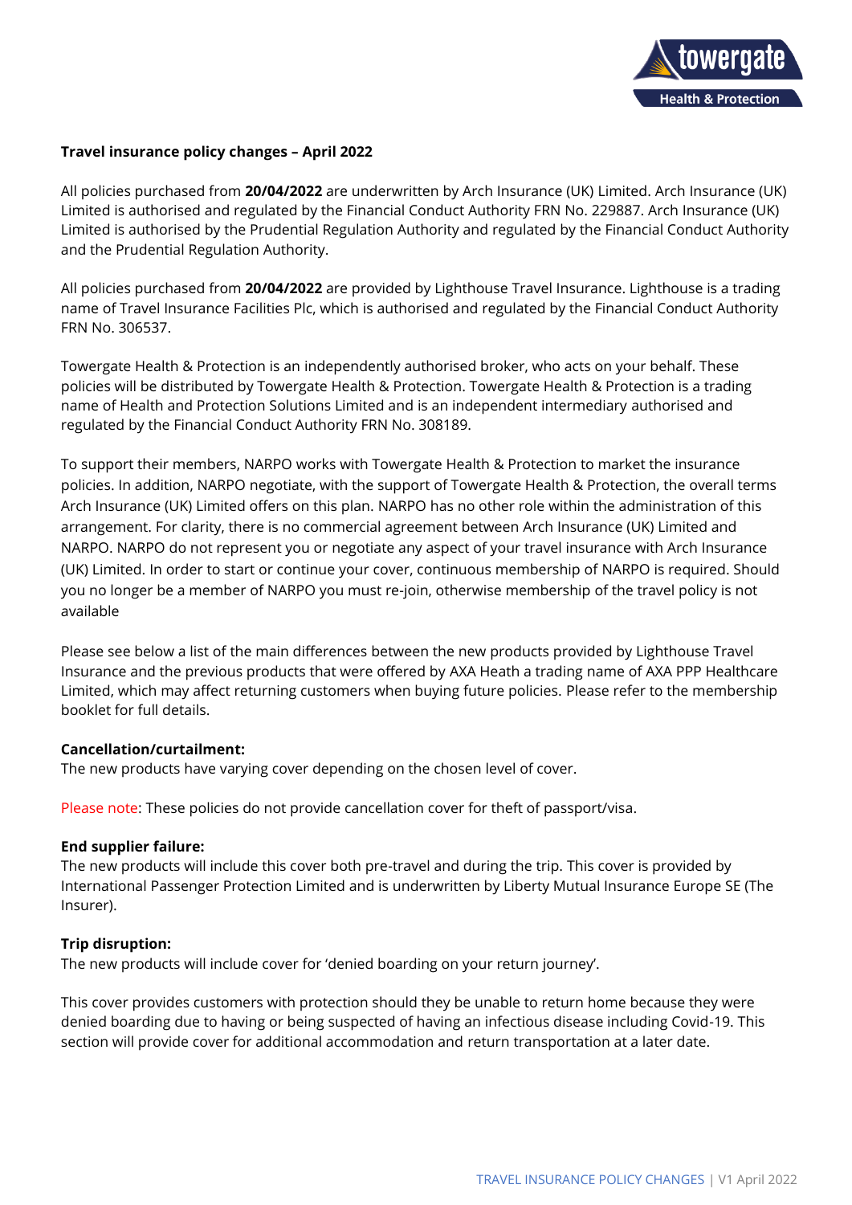**Travel insurance policy changes – April 2022**

All policies purchased from **20/04/2022** are underwritten by Arch Insurance (UK) Limited. Arch Insurance (UK) Limited is authorised and regulated by the Financial Conduct Authority FRN No. 229887. Arch Insurance (UK) Limited is authorised by the Prudential Regulation Authority and regulated by the Financial Conduct Authority and the Prudential Regulation Authority.

All policies purchased from **20/04/2022** are provided by Lighthouse Travel Insurance. Lighthouse is a trading name of Travel Insurance Facilities Plc, which is authorised and regulated by the Financial Conduct Authority FRN No. 306537.

Towergate Health & Protection is an independently authorised broker, who acts on your behalf. These policies will be distributed by Towergate Health & Protection. Towergate Health & Protection is a trading name of Health and Protection Solutions Limited and is an independent intermediary authorised and regulated by the Financial Conduct Authority FRN No. 308189.

To support their members, NARPO works with Towergate Health & Protection to market the insurance policies. In addition, NARPO negotiate, with the support of Towergate Health & Protection, the overall terms Arch Insurance (UK) Limited offers on this plan. NARPO has no other role within the administration of this arrangement. For clarity, there is no commercial agreement between Arch Insurance (UK) Limited and NARPO. NARPO do not represent you or negotiate any aspect of your travel insurance with Arch Insurance (UK) Limited. In order to start or continue your cover, continuous membership of NARPO is required. Should you no longer be a member of NARPO you must re-join, otherwise membership of the travel policy is not available

Please see below a list of the main differences between the new products provided by Lighthouse Travel Insurance and the previous products that were offered by AXA Heath a trading name of AXA PPP Healthcare Limited, which may affect returning customers when buying future policies. Please refer to the membership booklet for full details.

**Cancellation/curtailment:**

The new products have varying cover depending on the chosen level of cover.

Please note: These policies do not provide cancellation cover for theft of passport/visa.

**End supplier failure:**

The new products will include this cover both pre-travel and during the trip. This cover is provided by International Passenger Protection Limited and is underwritten by Liberty Mutual Insurance Europe SE (The Insurer).

**Trip disruption:**

The new products will include cover for 'denied boarding on your return journey'.

This cover provides customers with protection should they be unable to return home because they were denied boarding due to having or being suspected of having an infectious disease including Covid-19. This section will provide cover for additional accommodation and return transportation at a later date.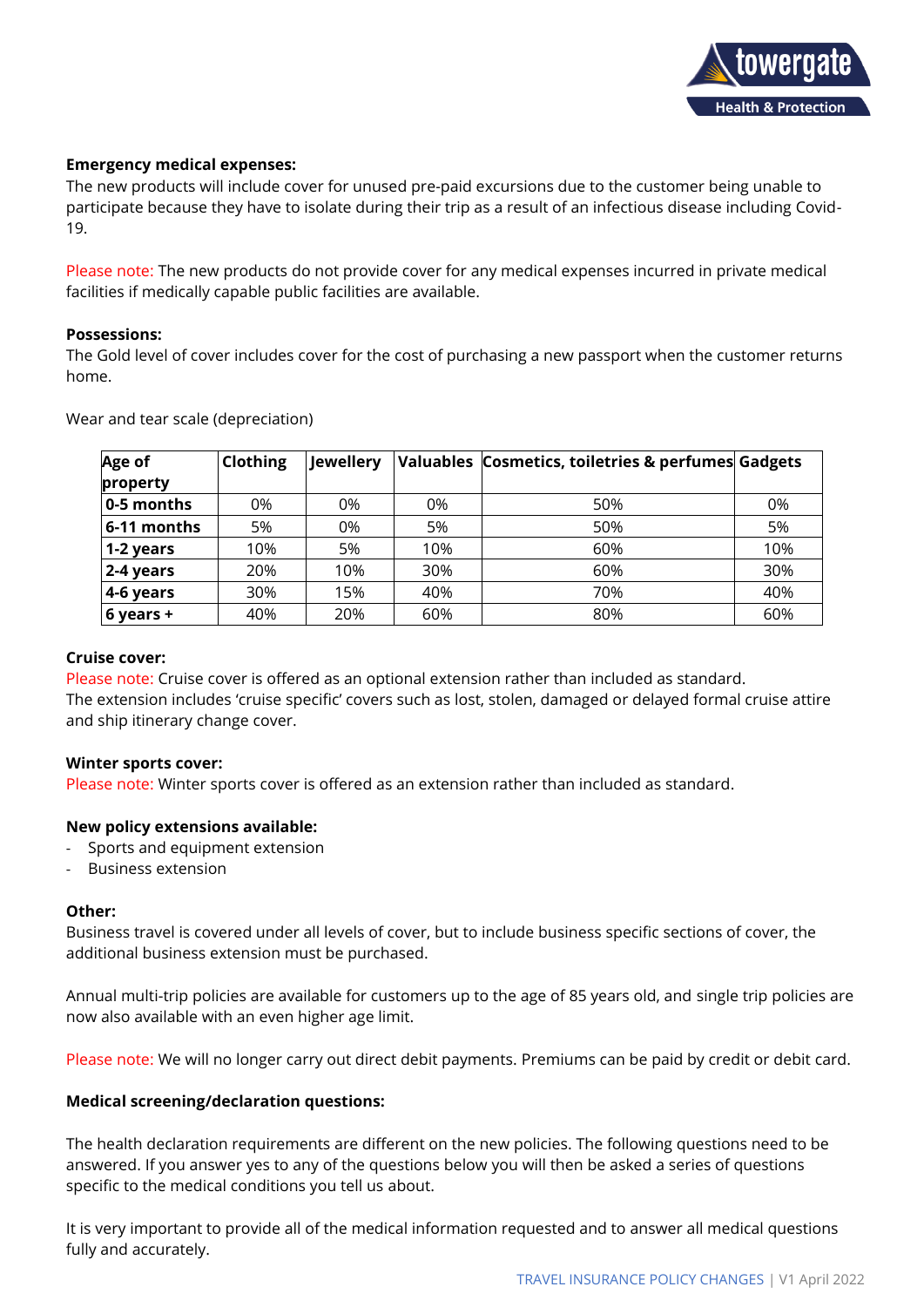**Emergency medical expenses:**

The new products will include cover for unused pre-paid excursions due to the customer being unable to participate because they have to isolate during their trip as a result of an infectious disease including Covid-19.

Please note: The new products do not provide cover for any medical expenses incurred in private medical facilities if medically capable public facilities are available.

**Possessions:**

The Gold level of cover includes cover for the cost of purchasing a new passport when the customer returns home.

Wear and tear scale (depreciation)

| Age of property | Clothing | Jewellery | Valuables | Cosmetics, toiletries & perfumes | Gadgets |
|---|---|---|---|---|---|
| **0-5 months** | 0% | 0% | 0% | 50% | 0% |
| **6-11 months** | 5% | 0% | 5% | 50% | 5% |
| **1-2 years** | 10% | 5% | 10% | 60% | 10% |
| **2-4 years** | 20% | 10% | 30% | 60% | 30% |
| **4-6 years** | 30% | 15% | 40% | 70% | 40% |
| **6 years +** | 40% | 20% | 60% | 80% | 60% |

**Cruise cover:**

Please note: Cruise cover is offered as an optional extension rather than included as standard.
The extension includes 'cruise specific' covers such as lost, stolen, damaged or delayed formal cruise attire and ship itinerary change cover.

**Winter sports cover:**

Please note: Winter sports cover is offered as an extension rather than included as standard.

**New policy extensions available:**

- Sports and equipment extension
- Business extension

**Other:**

Business travel is covered under all levels of cover, but to include business specific sections of cover, the additional business extension must be purchased.

Annual multi-trip policies are available for customers up to the age of 85 years old, and single trip policies are now also available with an even higher age limit.

Please note: We will no longer carry out direct debit payments. Premiums can be paid by credit or debit card.

**Medical screening/declaration questions:**

The health declaration requirements are different on the new policies. The following questions need to be answered. If you answer yes to any of the questions below you will then be asked a series of questions specific to the medical conditions you tell us about.

It is very important to provide all of the medical information requested and to answer all medical questions fully and accurately.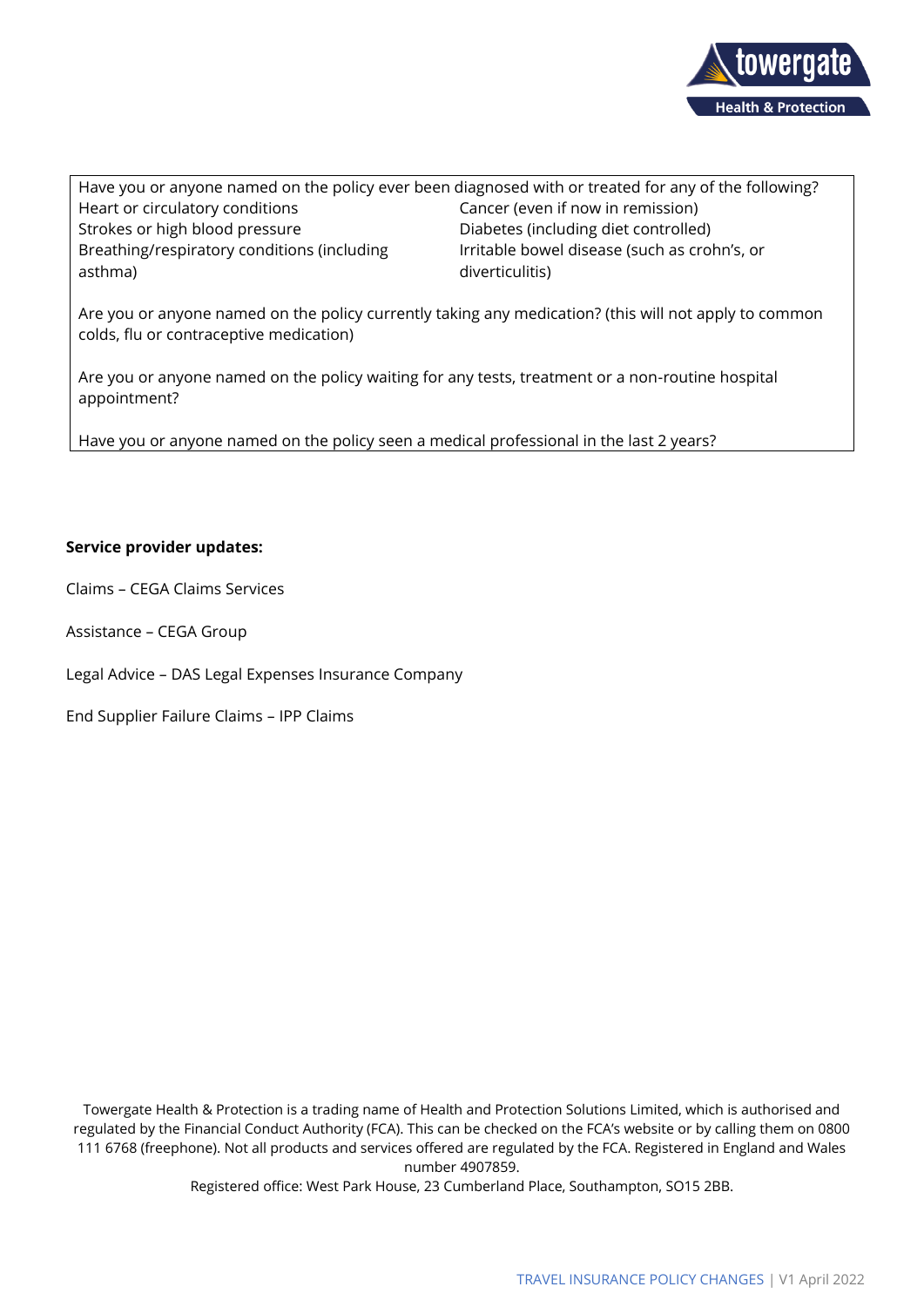Have you or anyone named on the policy ever been diagnosed with or treated for any of the following?

| | |
|---|---|
| Heart or circulatory conditions | Cancer (even if now in remission) |
| Strokes or high blood pressure | Diabetes (including diet controlled) |
| Breathing/respiratory conditions (including asthma) | Irritable bowel disease (such as crohn's, or diverticulitis) |

Are you or anyone named on the policy currently taking any medication? (this will not apply to common colds, flu or contraceptive medication)

Are you or anyone named on the policy waiting for any tests, treatment or a non-routine hospital appointment?

Have you or anyone named on the policy seen a medical professional in the last 2 years?

**Service provider updates:**

Claims – CEGA Claims Services

Assistance – CEGA Group

Legal Advice – DAS Legal Expenses Insurance Company

End Supplier Failure Claims – IPP Claims

Towergate Health & Protection is a trading name of Health and Protection Solutions Limited, which is authorised and regulated by the Financial Conduct Authority (FCA). This can be checked on the FCA's website or by calling them on 0800 111 6768 (freephone). Not all products and services offered are regulated by the FCA. Registered in England and Wales number 4907859.
Registered office: West Park House, 23 Cumberland Place, Southampton, SO15 2BB.